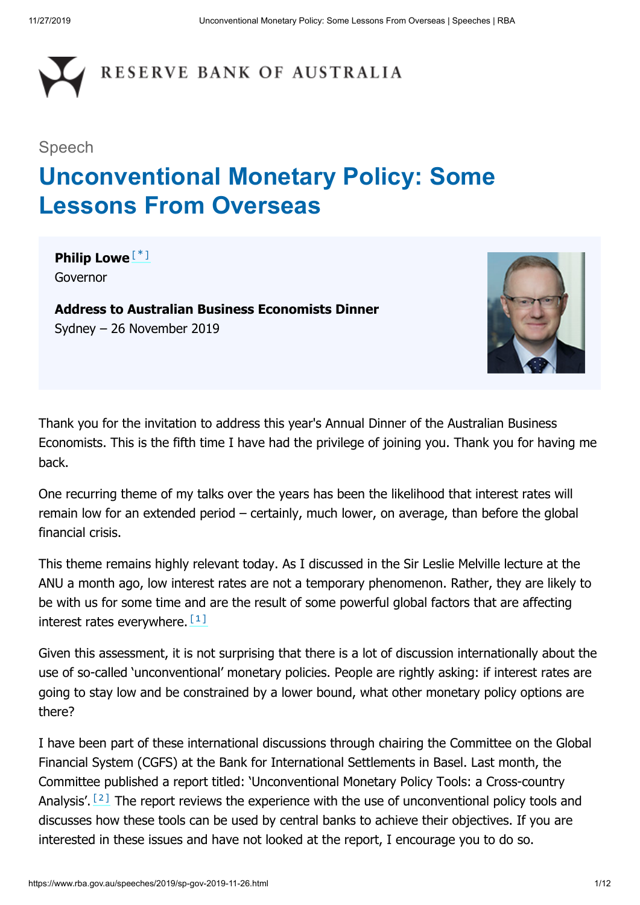RESERVE BANK OF AUSTRALIA

Speech

# Unconventional Monetary Policy: Some Lessons From Overseas

**Philip Lowe** [*]
Governor

**Address to Australian Business Economists Dinner**
Sydney – 26 November 2019

Thank you for the invitation to address this year's Annual Dinner of the Australian Business Economists. This is the fifth time I have had the privilege of joining you. Thank you for having me back.

One recurring theme of my talks over the years has been the likelihood that interest rates will remain low for an extended period – certainly, much lower, on average, than before the global financial crisis.

This theme remains highly relevant today. As I discussed in the Sir Leslie Melville lecture at the ANU a month ago, low interest rates are not a temporary phenomenon. Rather, they are likely to be with us for some time and are the result of some powerful global factors that are affecting interest rates everywhere. [1]

Given this assessment, it is not surprising that there is a lot of discussion internationally about the use of so-called 'unconventional' monetary policies. People are rightly asking: if interest rates are going to stay low and be constrained by a lower bound, what other monetary policy options are there?

I have been part of these international discussions through chairing the Committee on the Global Financial System (CGFS) at the Bank for International Settlements in Basel. Last month, the Committee published a report titled: 'Unconventional Monetary Policy Tools: a Cross-country Analysis'. [2] The report reviews the experience with the use of unconventional policy tools and discusses how these tools can be used by central banks to achieve their objectives. If you are interested in these issues and have not looked at the report, I encourage you to do so.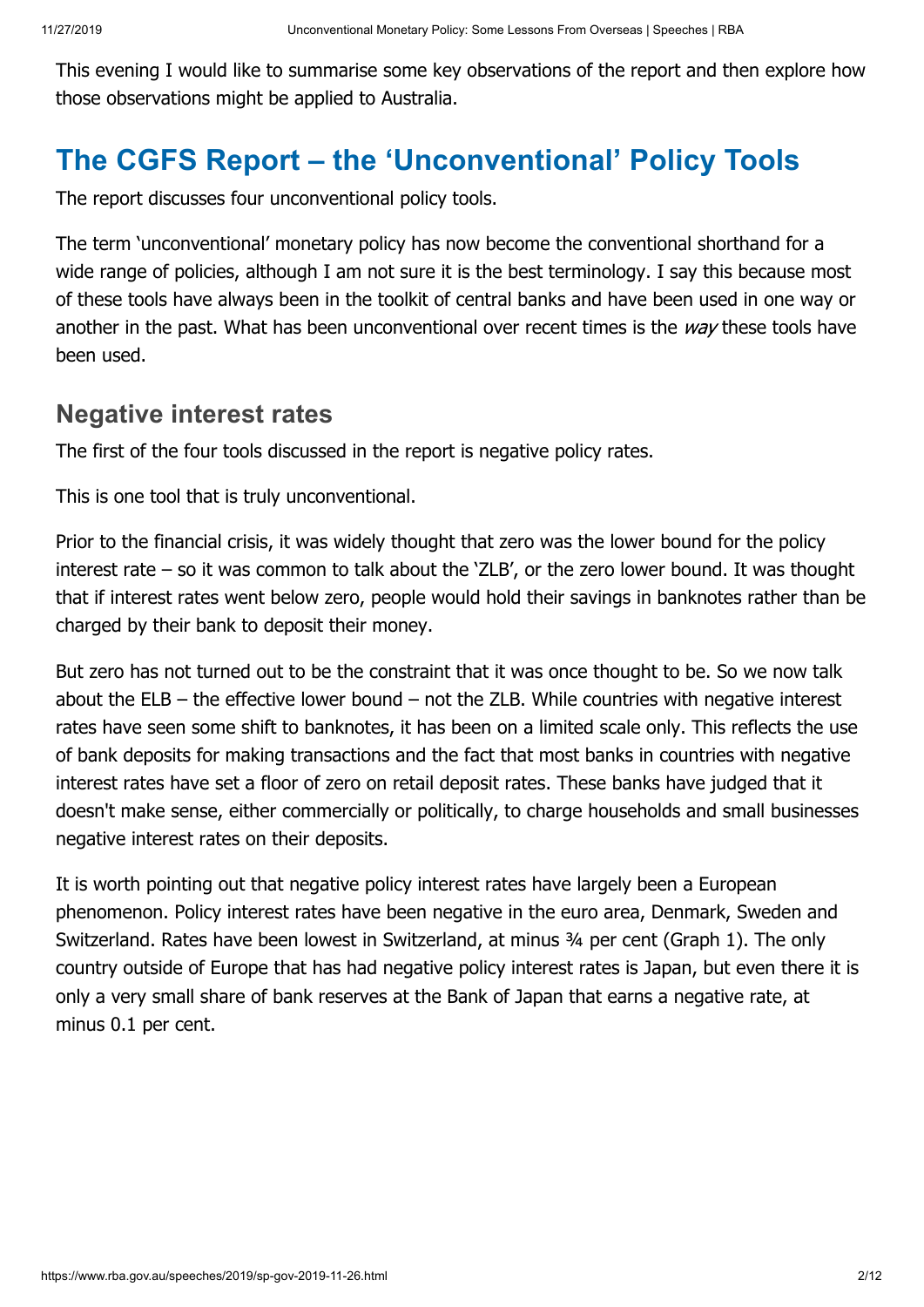This evening I would like to summarise some key observations of the report and then explore how those observations might be applied to Australia.

## The CGFS Report – the 'Unconventional' Policy Tools

The report discusses four unconventional policy tools.

The term 'unconventional' monetary policy has now become the conventional shorthand for a wide range of policies, although I am not sure it is the best terminology. I say this because most of these tools have always been in the toolkit of central banks and have been used in one way or another in the past. What has been unconventional over recent times is the *way* these tools have been used.

### Negative interest rates

The first of the four tools discussed in the report is negative policy rates.

This is one tool that is truly unconventional.

Prior to the financial crisis, it was widely thought that zero was the lower bound for the policy interest rate – so it was common to talk about the 'ZLB', or the zero lower bound. It was thought that if interest rates went below zero, people would hold their savings in banknotes rather than be charged by their bank to deposit their money.

But zero has not turned out to be the constraint that it was once thought to be. So we now talk about the ELB – the effective lower bound – not the ZLB. While countries with negative interest rates have seen some shift to banknotes, it has been on a limited scale only. This reflects the use of bank deposits for making transactions and the fact that most banks in countries with negative interest rates have set a floor of zero on retail deposit rates. These banks have judged that it doesn't make sense, either commercially or politically, to charge households and small businesses negative interest rates on their deposits.

It is worth pointing out that negative policy interest rates have largely been a European phenomenon. Policy interest rates have been negative in the euro area, Denmark, Sweden and Switzerland. Rates have been lowest in Switzerland, at minus ¾ per cent (Graph 1). The only country outside of Europe that has had negative policy interest rates is Japan, but even there it is only a very small share of bank reserves at the Bank of Japan that earns a negative rate, at minus 0.1 per cent.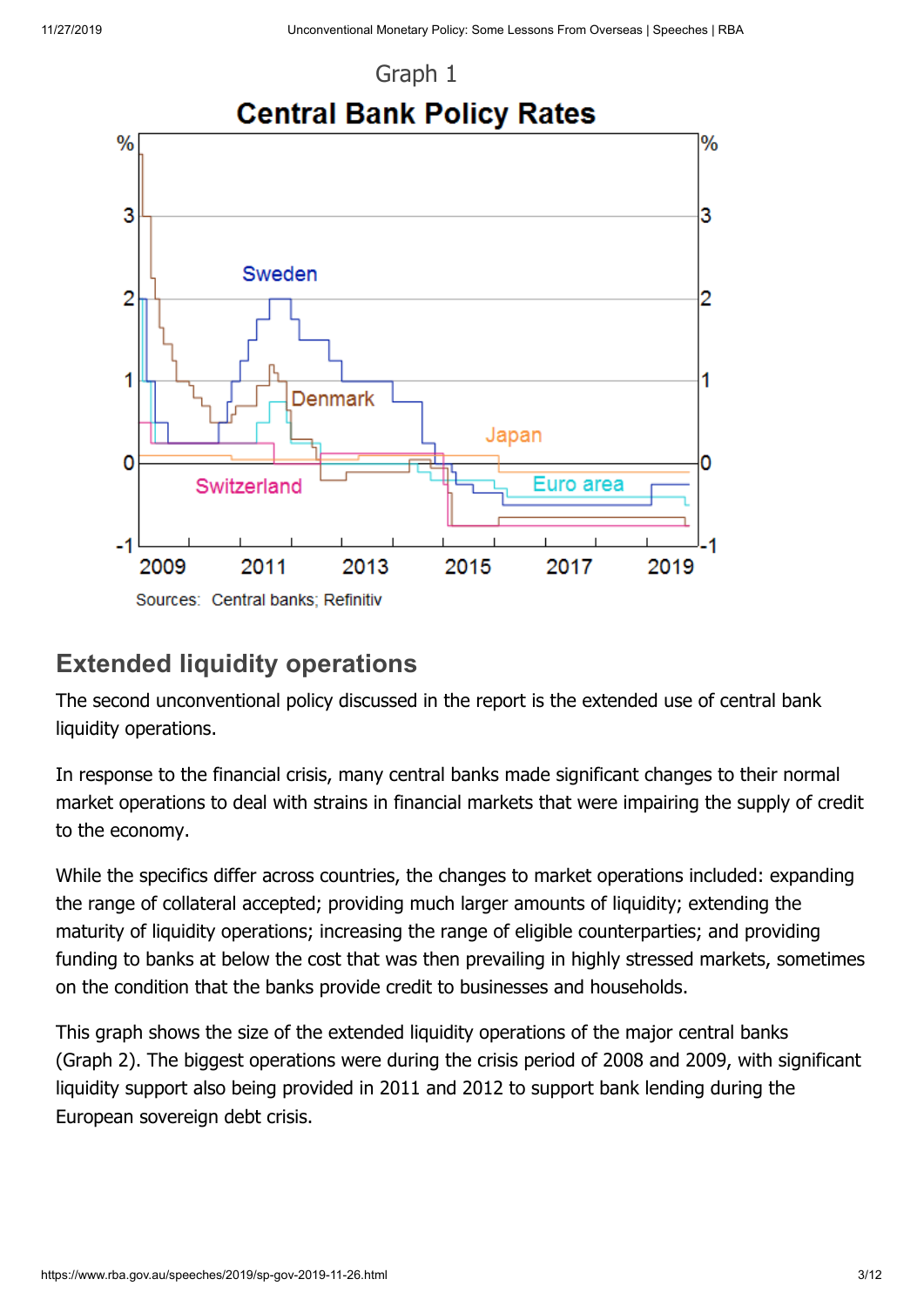Graph 1

**Central Bank Policy Rates**

Sources: Central banks; Refinitiv

## Extended liquidity operations

The second unconventional policy discussed in the report is the extended use of central bank liquidity operations.

In response to the financial crisis, many central banks made significant changes to their normal market operations to deal with strains in financial markets that were impairing the supply of credit to the economy.

While the specifics differ across countries, the changes to market operations included: expanding the range of collateral accepted; providing much larger amounts of liquidity; extending the maturity of liquidity operations; increasing the range of eligible counterparties; and providing funding to banks at below the cost that was then prevailing in highly stressed markets, sometimes on the condition that the banks provide credit to businesses and households.

This graph shows the size of the extended liquidity operations of the major central banks (Graph 2). The biggest operations were during the crisis period of 2008 and 2009, with significant liquidity support also being provided in 2011 and 2012 to support bank lending during the European sovereign debt crisis.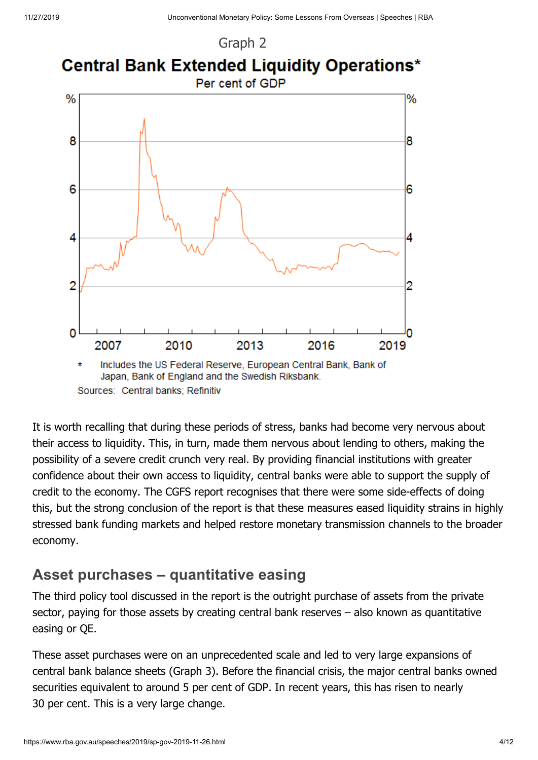Graph 2

**Central Bank Extended Liquidity Operations***

Per cent of GDP

\* Includes the US Federal Reserve, European Central Bank, Bank of Japan, Bank of England and the Swedish Riksbank.

Sources: Central banks; Refinitiv

It is worth recalling that during these periods of stress, banks had become very nervous about their access to liquidity. This, in turn, made them nervous about lending to others, making the possibility of a severe credit crunch very real. By providing financial institutions with greater confidence about their own access to liquidity, central banks were able to support the supply of credit to the economy. The CGFS report recognises that there were some side-effects of doing this, but the strong conclusion of the report is that these measures eased liquidity strains in highly stressed bank funding markets and helped restore monetary transmission channels to the broader economy.

## Asset purchases – quantitative easing

The third policy tool discussed in the report is the outright purchase of assets from the private sector, paying for those assets by creating central bank reserves – also known as quantitative easing or QE.

These asset purchases were on an unprecedented scale and led to very large expansions of central bank balance sheets (Graph 3). Before the financial crisis, the major central banks owned securities equivalent to around 5 per cent of GDP. In recent years, this has risen to nearly 30 per cent. This is a very large change.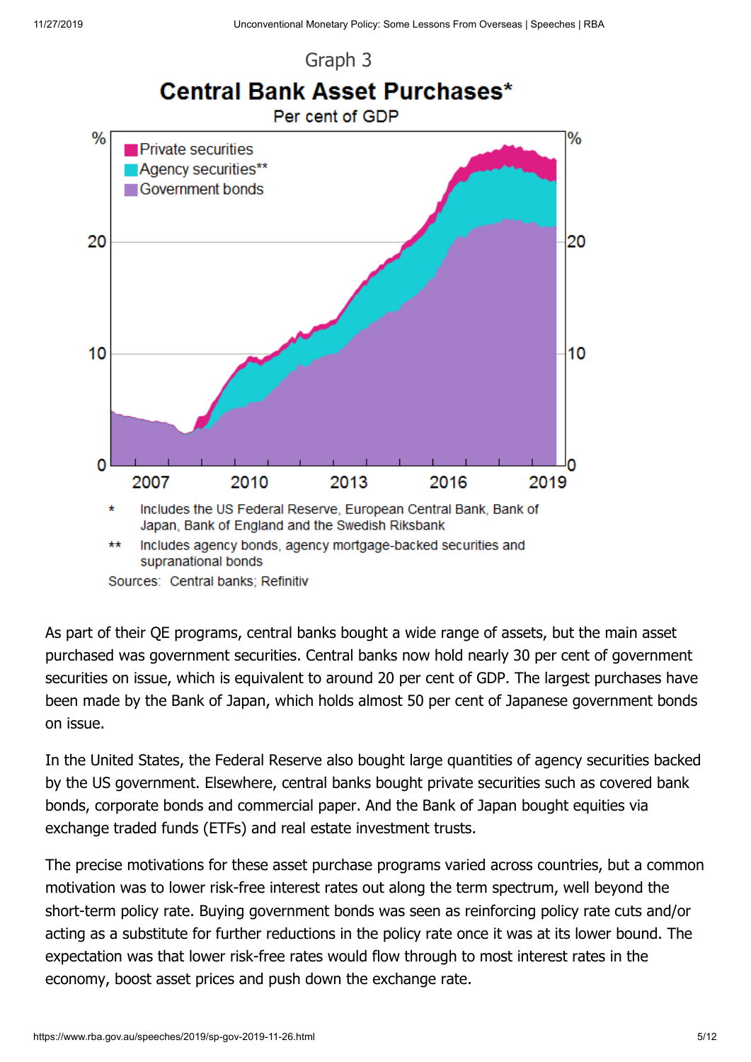Graph 3

**Central Bank Asset Purchases***

Per cent of GDP

\* Includes the US Federal Reserve, European Central Bank, Bank of Japan, Bank of England and the Swedish Riksbank

\*\* Includes agency bonds, agency mortgage-backed securities and supranational bonds

Sources: Central banks; Refinitiv

As part of their QE programs, central banks bought a wide range of assets, but the main asset purchased was government securities. Central banks now hold nearly 30 per cent of government securities on issue, which is equivalent to around 20 per cent of GDP. The largest purchases have been made by the Bank of Japan, which holds almost 50 per cent of Japanese government bonds on issue.

In the United States, the Federal Reserve also bought large quantities of agency securities backed by the US government. Elsewhere, central banks bought private securities such as covered bank bonds, corporate bonds and commercial paper. And the Bank of Japan bought equities via exchange traded funds (ETFs) and real estate investment trusts.

The precise motivations for these asset purchase programs varied across countries, but a common motivation was to lower risk-free interest rates out along the term spectrum, well beyond the short-term policy rate. Buying government bonds was seen as reinforcing policy rate cuts and/or acting as a substitute for further reductions in the policy rate once it was at its lower bound. The expectation was that lower risk-free rates would flow through to most interest rates in the economy, boost asset prices and push down the exchange rate.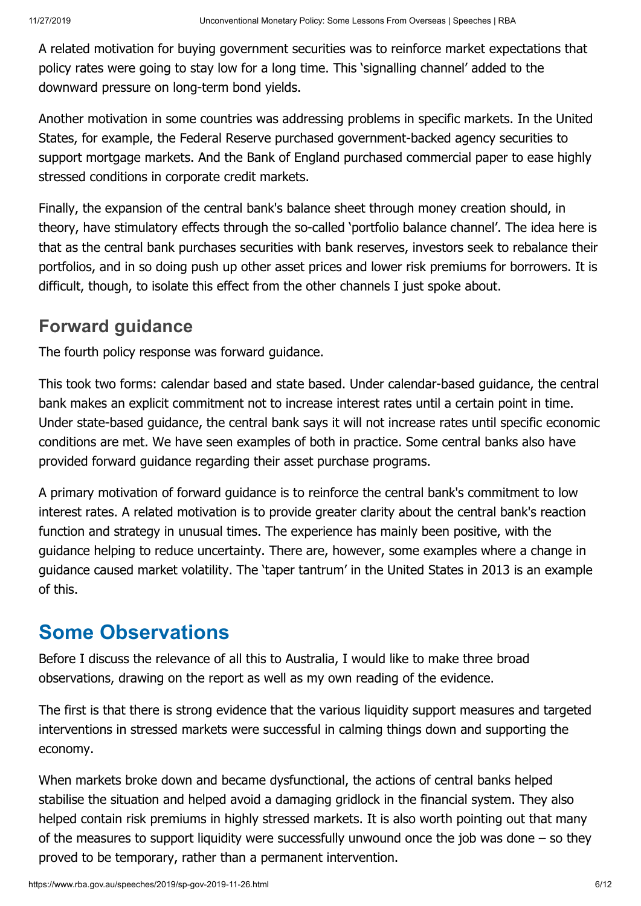A related motivation for buying government securities was to reinforce market expectations that policy rates were going to stay low for a long time. This 'signalling channel' added to the downward pressure on long-term bond yields.

Another motivation in some countries was addressing problems in specific markets. In the United States, for example, the Federal Reserve purchased government-backed agency securities to support mortgage markets. And the Bank of England purchased commercial paper to ease highly stressed conditions in corporate credit markets.

Finally, the expansion of the central bank's balance sheet through money creation should, in theory, have stimulatory effects through the so-called 'portfolio balance channel'. The idea here is that as the central bank purchases securities with bank reserves, investors seek to rebalance their portfolios, and in so doing push up other asset prices and lower risk premiums for borrowers. It is difficult, though, to isolate this effect from the other channels I just spoke about.

### Forward guidance

The fourth policy response was forward guidance.

This took two forms: calendar based and state based. Under calendar-based guidance, the central bank makes an explicit commitment not to increase interest rates until a certain point in time. Under state-based guidance, the central bank says it will not increase rates until specific economic conditions are met. We have seen examples of both in practice. Some central banks also have provided forward guidance regarding their asset purchase programs.

A primary motivation of forward guidance is to reinforce the central bank's commitment to low interest rates. A related motivation is to provide greater clarity about the central bank's reaction function and strategy in unusual times. The experience has mainly been positive, with the guidance helping to reduce uncertainty. There are, however, some examples where a change in guidance caused market volatility. The 'taper tantrum' in the United States in 2013 is an example of this.

## Some Observations

Before I discuss the relevance of all this to Australia, I would like to make three broad observations, drawing on the report as well as my own reading of the evidence.

The first is that there is strong evidence that the various liquidity support measures and targeted interventions in stressed markets were successful in calming things down and supporting the economy.

When markets broke down and became dysfunctional, the actions of central banks helped stabilise the situation and helped avoid a damaging gridlock in the financial system. They also helped contain risk premiums in highly stressed markets. It is also worth pointing out that many of the measures to support liquidity were successfully unwound once the job was done – so they proved to be temporary, rather than a permanent intervention.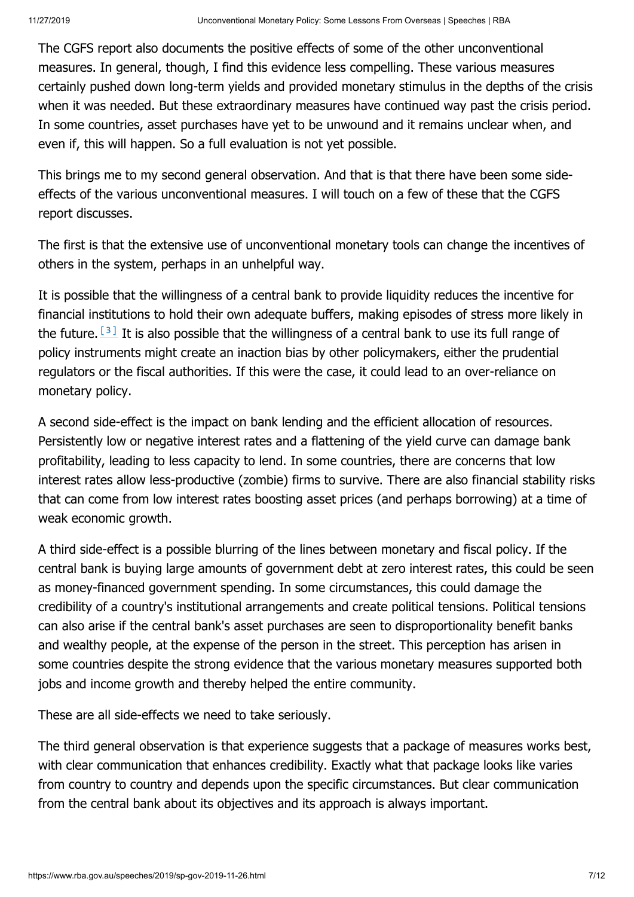The CGFS report also documents the positive effects of some of the other unconventional measures. In general, though, I find this evidence less compelling. These various measures certainly pushed down long-term yields and provided monetary stimulus in the depths of the crisis when it was needed. But these extraordinary measures have continued way past the crisis period. In some countries, asset purchases have yet to be unwound and it remains unclear when, and even if, this will happen. So a full evaluation is not yet possible.

This brings me to my second general observation. And that is that there have been some side-effects of the various unconventional measures. I will touch on a few of these that the CGFS report discusses.

The first is that the extensive use of unconventional monetary tools can change the incentives of others in the system, perhaps in an unhelpful way.

It is possible that the willingness of a central bank to provide liquidity reduces the incentive for financial institutions to hold their own adequate buffers, making episodes of stress more likely in the future. [3] It is also possible that the willingness of a central bank to use its full range of policy instruments might create an inaction bias by other policymakers, either the prudential regulators or the fiscal authorities. If this were the case, it could lead to an over-reliance on monetary policy.

A second side-effect is the impact on bank lending and the efficient allocation of resources. Persistently low or negative interest rates and a flattening of the yield curve can damage bank profitability, leading to less capacity to lend. In some countries, there are concerns that low interest rates allow less-productive (zombie) firms to survive. There are also financial stability risks that can come from low interest rates boosting asset prices (and perhaps borrowing) at a time of weak economic growth.

A third side-effect is a possible blurring of the lines between monetary and fiscal policy. If the central bank is buying large amounts of government debt at zero interest rates, this could be seen as money-financed government spending. In some circumstances, this could damage the credibility of a country's institutional arrangements and create political tensions. Political tensions can also arise if the central bank's asset purchases are seen to disproportionality benefit banks and wealthy people, at the expense of the person in the street. This perception has arisen in some countries despite the strong evidence that the various monetary measures supported both jobs and income growth and thereby helped the entire community.

These are all side-effects we need to take seriously.

The third general observation is that experience suggests that a package of measures works best, with clear communication that enhances credibility. Exactly what that package looks like varies from country to country and depends upon the specific circumstances. But clear communication from the central bank about its objectives and its approach is always important.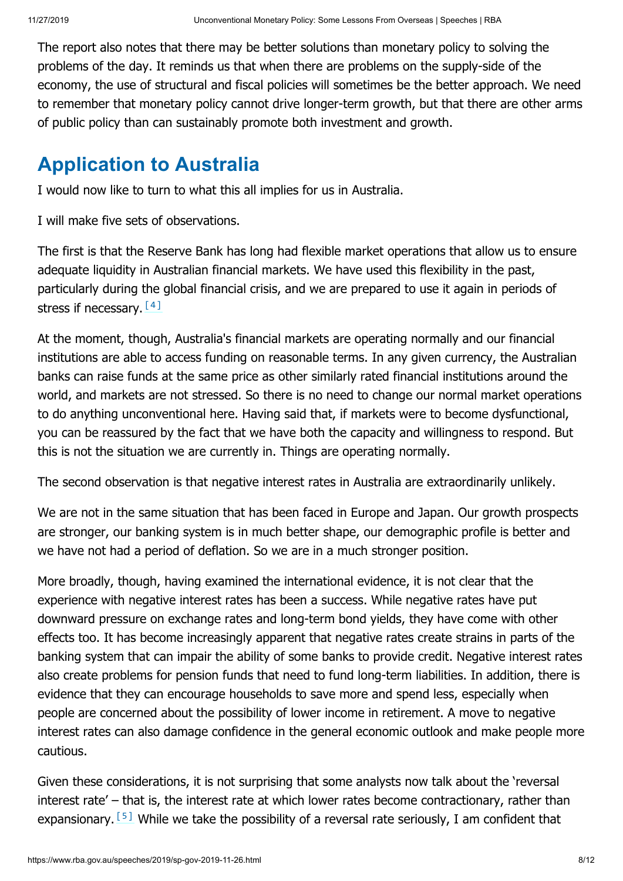The report also notes that there may be better solutions than monetary policy to solving the problems of the day. It reminds us that when there are problems on the supply-side of the economy, the use of structural and fiscal policies will sometimes be the better approach. We need to remember that monetary policy cannot drive longer-term growth, but that there are other arms of public policy than can sustainably promote both investment and growth.

## Application to Australia

I would now like to turn to what this all implies for us in Australia.

I will make five sets of observations.

The first is that the Reserve Bank has long had flexible market operations that allow us to ensure adequate liquidity in Australian financial markets. We have used this flexibility in the past, particularly during the global financial crisis, and we are prepared to use it again in periods of stress if necessary.[4]

At the moment, though, Australia's financial markets are operating normally and our financial institutions are able to access funding on reasonable terms. In any given currency, the Australian banks can raise funds at the same price as other similarly rated financial institutions around the world, and markets are not stressed. So there is no need to change our normal market operations to do anything unconventional here. Having said that, if markets were to become dysfunctional, you can be reassured by the fact that we have both the capacity and willingness to respond. But this is not the situation we are currently in. Things are operating normally.

The second observation is that negative interest rates in Australia are extraordinarily unlikely.

We are not in the same situation that has been faced in Europe and Japan. Our growth prospects are stronger, our banking system is in much better shape, our demographic profile is better and we have not had a period of deflation. So we are in a much stronger position.

More broadly, though, having examined the international evidence, it is not clear that the experience with negative interest rates has been a success. While negative rates have put downward pressure on exchange rates and long-term bond yields, they have come with other effects too. It has become increasingly apparent that negative rates create strains in parts of the banking system that can impair the ability of some banks to provide credit. Negative interest rates also create problems for pension funds that need to fund long-term liabilities. In addition, there is evidence that they can encourage households to save more and spend less, especially when people are concerned about the possibility of lower income in retirement. A move to negative interest rates can also damage confidence in the general economic outlook and make people more cautious.

Given these considerations, it is not surprising that some analysts now talk about the 'reversal interest rate' – that is, the interest rate at which lower rates become contractionary, rather than expansionary.[5] While we take the possibility of a reversal rate seriously, I am confident that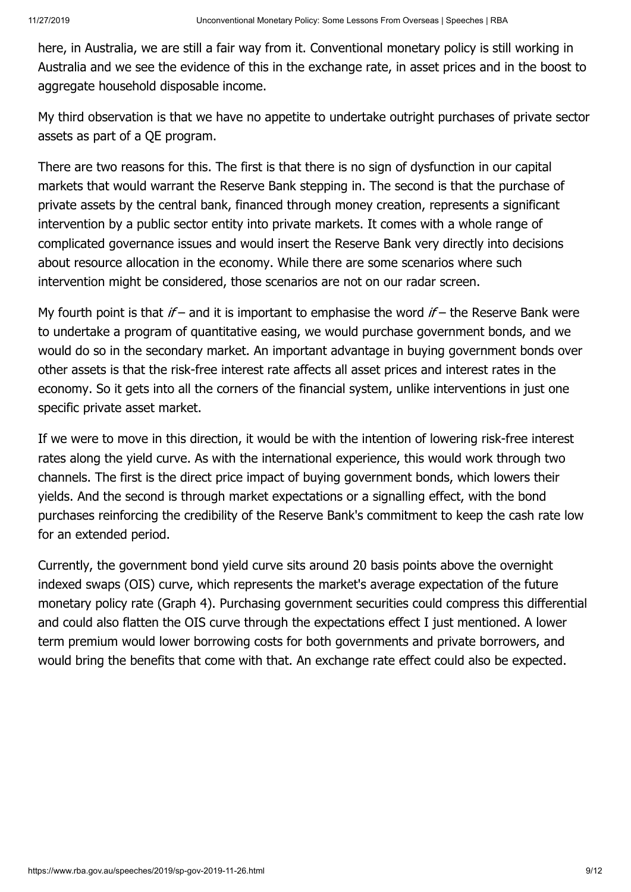here, in Australia, we are still a fair way from it. Conventional monetary policy is still working in Australia and we see the evidence of this in the exchange rate, in asset prices and in the boost to aggregate household disposable income.

My third observation is that we have no appetite to undertake outright purchases of private sector assets as part of a QE program.

There are two reasons for this. The first is that there is no sign of dysfunction in our capital markets that would warrant the Reserve Bank stepping in. The second is that the purchase of private assets by the central bank, financed through money creation, represents a significant intervention by a public sector entity into private markets. It comes with a whole range of complicated governance issues and would insert the Reserve Bank very directly into decisions about resource allocation in the economy. While there are some scenarios where such intervention might be considered, those scenarios are not on our radar screen.

My fourth point is that *if* – and it is important to emphasise the word *if* – the Reserve Bank were to undertake a program of quantitative easing, we would purchase government bonds, and we would do so in the secondary market. An important advantage in buying government bonds over other assets is that the risk-free interest rate affects all asset prices and interest rates in the economy. So it gets into all the corners of the financial system, unlike interventions in just one specific private asset market.

If we were to move in this direction, it would be with the intention of lowering risk-free interest rates along the yield curve. As with the international experience, this would work through two channels. The first is the direct price impact of buying government bonds, which lowers their yields. And the second is through market expectations or a signalling effect, with the bond purchases reinforcing the credibility of the Reserve Bank's commitment to keep the cash rate low for an extended period.

Currently, the government bond yield curve sits around 20 basis points above the overnight indexed swaps (OIS) curve, which represents the market's average expectation of the future monetary policy rate (Graph 4). Purchasing government securities could compress this differential and could also flatten the OIS curve through the expectations effect I just mentioned. A lower term premium would lower borrowing costs for both governments and private borrowers, and would bring the benefits that come with that. An exchange rate effect could also be expected.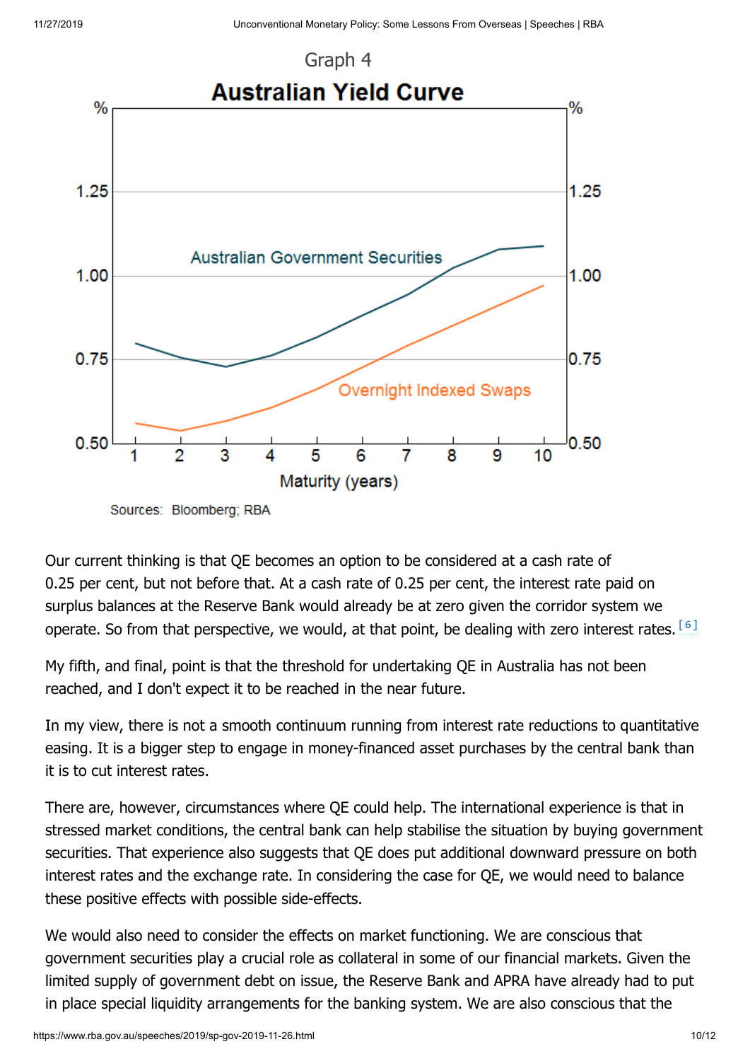Graph 4

**Australian Yield Curve**

Sources: Bloomberg; RBA

Our current thinking is that QE becomes an option to be considered at a cash rate of 0.25 per cent, but not before that. At a cash rate of 0.25 per cent, the interest rate paid on surplus balances at the Reserve Bank would already be at zero given the corridor system we operate. So from that perspective, we would, at that point, be dealing with zero interest rates.[6]

My fifth, and final, point is that the threshold for undertaking QE in Australia has not been reached, and I don't expect it to be reached in the near future.

In my view, there is not a smooth continuum running from interest rate reductions to quantitative easing. It is a bigger step to engage in money-financed asset purchases by the central bank than it is to cut interest rates.

There are, however, circumstances where QE could help. The international experience is that in stressed market conditions, the central bank can help stabilise the situation by buying government securities. That experience also suggests that QE does put additional downward pressure on both interest rates and the exchange rate. In considering the case for QE, we would need to balance these positive effects with possible side-effects.

We would also need to consider the effects on market functioning. We are conscious that government securities play a crucial role as collateral in some of our financial markets. Given the limited supply of government debt on issue, the Reserve Bank and APRA have already had to put in place special liquidity arrangements for the banking system. We are also conscious that the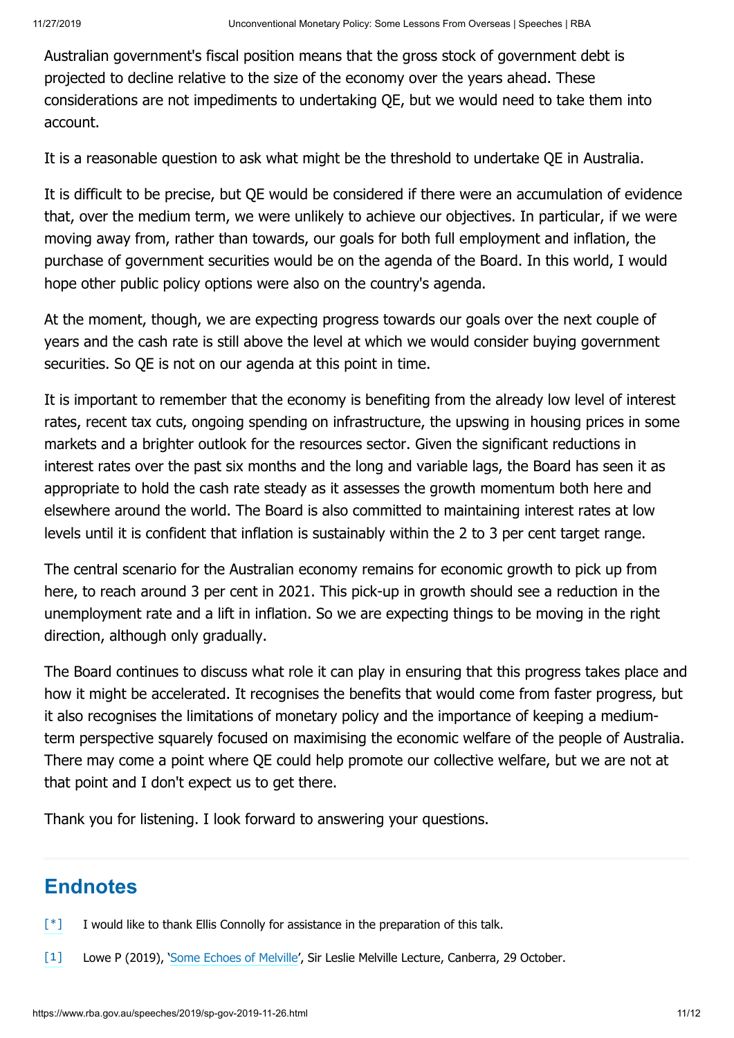Australian government's fiscal position means that the gross stock of government debt is projected to decline relative to the size of the economy over the years ahead. These considerations are not impediments to undertaking QE, but we would need to take them into account.

It is a reasonable question to ask what might be the threshold to undertake QE in Australia.

It is difficult to be precise, but QE would be considered if there were an accumulation of evidence that, over the medium term, we were unlikely to achieve our objectives. In particular, if we were moving away from, rather than towards, our goals for both full employment and inflation, the purchase of government securities would be on the agenda of the Board. In this world, I would hope other public policy options were also on the country's agenda.

At the moment, though, we are expecting progress towards our goals over the next couple of years and the cash rate is still above the level at which we would consider buying government securities. So QE is not on our agenda at this point in time.

It is important to remember that the economy is benefiting from the already low level of interest rates, recent tax cuts, ongoing spending on infrastructure, the upswing in housing prices in some markets and a brighter outlook for the resources sector. Given the significant reductions in interest rates over the past six months and the long and variable lags, the Board has seen it as appropriate to hold the cash rate steady as it assesses the growth momentum both here and elsewhere around the world. The Board is also committed to maintaining interest rates at low levels until it is confident that inflation is sustainably within the 2 to 3 per cent target range.

The central scenario for the Australian economy remains for economic growth to pick up from here, to reach around 3 per cent in 2021. This pick-up in growth should see a reduction in the unemployment rate and a lift in inflation. So we are expecting things to be moving in the right direction, although only gradually.

The Board continues to discuss what role it can play in ensuring that this progress takes place and how it might be accelerated. It recognises the benefits that would come from faster progress, but it also recognises the limitations of monetary policy and the importance of keeping a medium-term perspective squarely focused on maximising the economic welfare of the people of Australia. There may come a point where QE could help promote our collective welfare, but we are not at that point and I don't expect us to get there.

Thank you for listening. I look forward to answering your questions.

## Endnotes

[*] I would like to thank Ellis Connolly for assistance in the preparation of this talk.

[1] Lowe P (2019), 'Some Echoes of Melville', Sir Leslie Melville Lecture, Canberra, 29 October.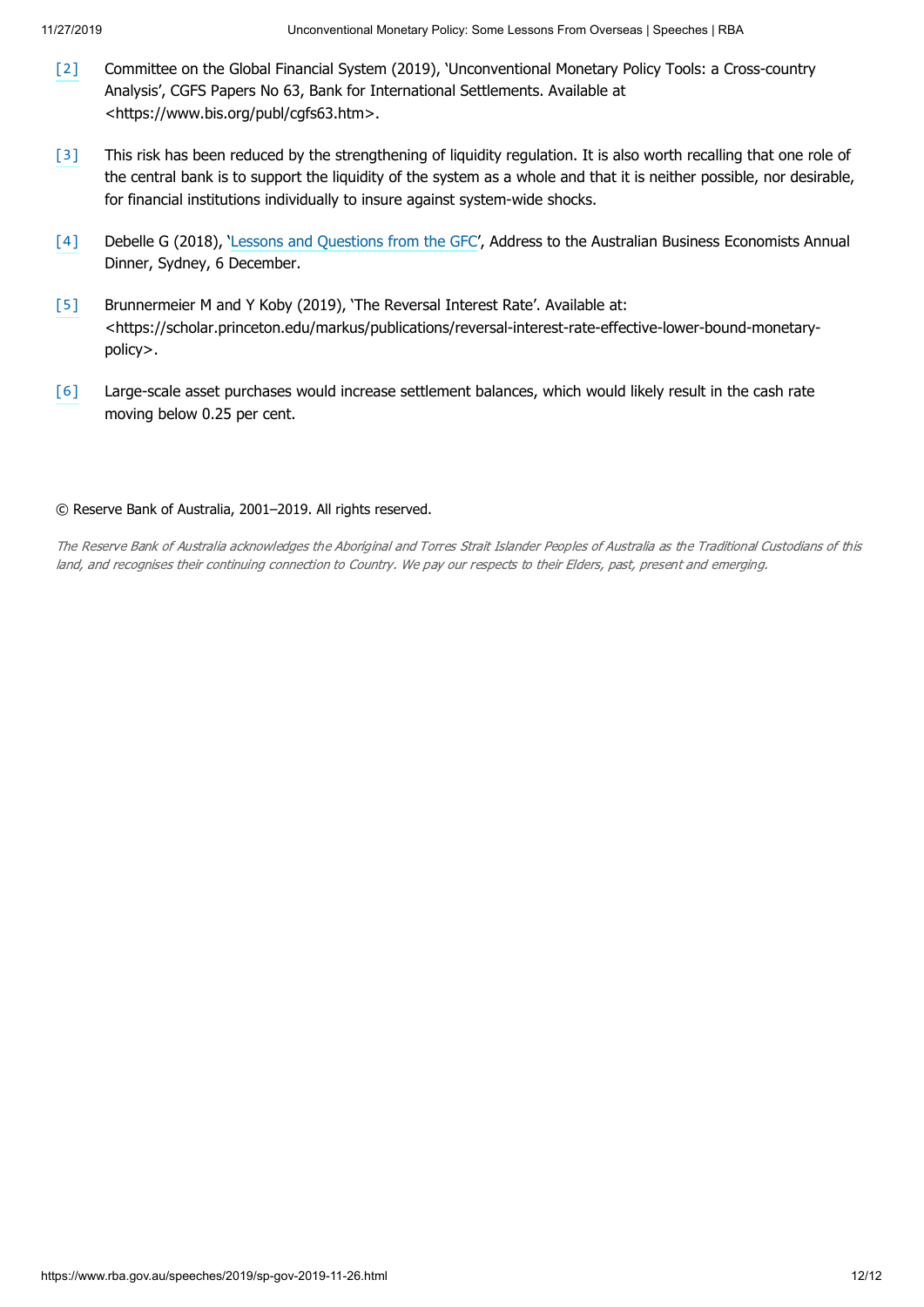[2] Committee on the Global Financial System (2019), 'Unconventional Monetary Policy Tools: a Cross-country Analysis', CGFS Papers No 63, Bank for International Settlements. Available at <https://www.bis.org/publ/cgfs63.htm>.

[3] This risk has been reduced by the strengthening of liquidity regulation. It is also worth recalling that one role of the central bank is to support the liquidity of the system as a whole and that it is neither possible, nor desirable, for financial institutions individually to insure against system-wide shocks.

[4] Debelle G (2018), 'Lessons and Questions from the GFC', Address to the Australian Business Economists Annual Dinner, Sydney, 6 December.

[5] Brunnermeier M and Y Koby (2019), 'The Reversal Interest Rate'. Available at: <https://scholar.princeton.edu/markus/publications/reversal-interest-rate-effective-lower-bound-monetary-policy>.

[6] Large-scale asset purchases would increase settlement balances, which would likely result in the cash rate moving below 0.25 per cent.

© Reserve Bank of Australia, 2001–2019. All rights reserved.

*The Reserve Bank of Australia acknowledges the Aboriginal and Torres Strait Islander Peoples of Australia as the Traditional Custodians of this land, and recognises their continuing connection to Country. We pay our respects to their Elders, past, present and emerging.*